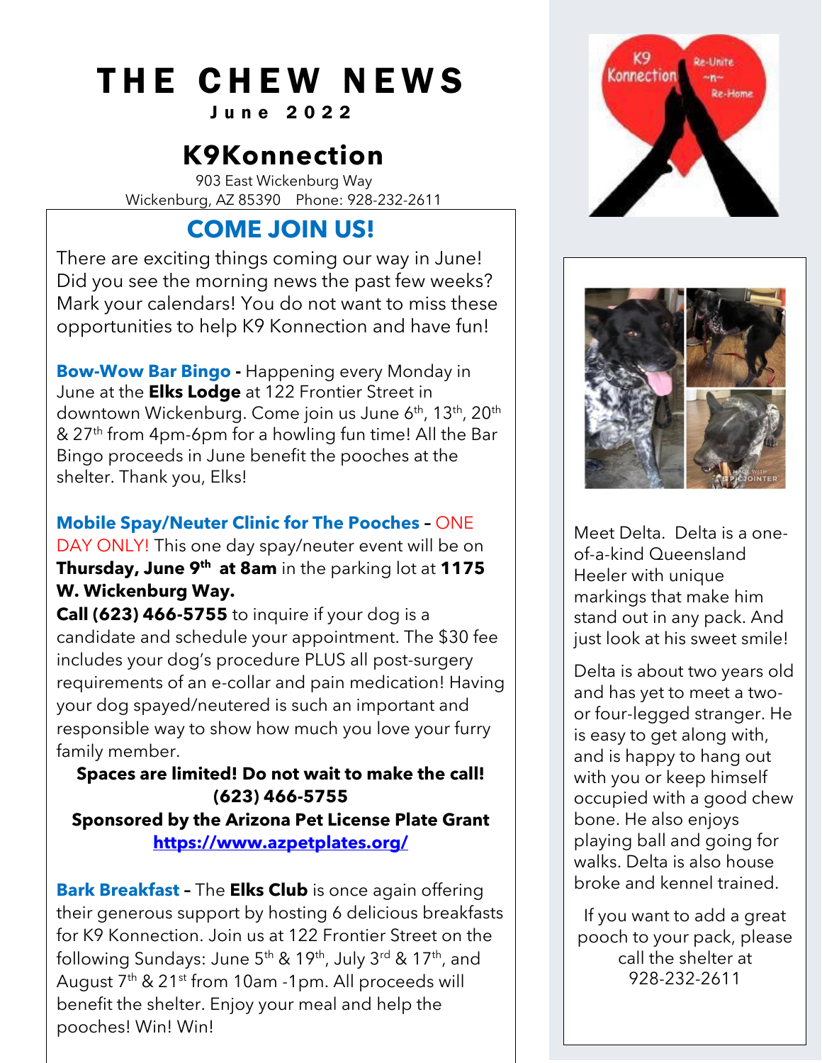# THE CHEW NEWS

**June 2022**

## K9Konnection

903 East Wickenburg Way
Wickenburg, AZ 85390 Phone: 928-232-2611

## COME JOIN US!

There are exciting things coming our way in June! Did you see the morning news the past few weeks? Mark your calendars! You do not want to miss these opportunities to help K9 Konnection and have fun!

**Bow-Wow Bar Bingo -** Happening every Monday in June at the **Elks Lodge** at 122 Frontier Street in downtown Wickenburg. Come join us June 6th, 13th, 20th & 27th from 4pm-6pm for a howling fun time! All the Bar Bingo proceeds in June benefit the pooches at the shelter. Thank you, Elks!

**Mobile Spay/Neuter Clinic for The Pooches –** ONE DAY ONLY! This one day spay/neuter event will be on **Thursday, June 9th at 8am** in the parking lot at **1175 W. Wickenburg Way.**

**Call (623) 466-5755** to inquire if your dog is a candidate and schedule your appointment. The $30 fee includes your dog's procedure PLUS all post-surgery requirements of an e-collar and pain medication! Having your dog spayed/neutered is such an important and responsible way to show how much you love your furry family member.

**Spaces are limited! Do not wait to make the call! (623) 466-5755**

**Sponsored by the Arizona Pet License Plate Grant**

**https://www.azpetplates.org/**

**Bark Breakfast –** The **Elks Club** is once again offering their generous support by hosting 6 delicious breakfasts for K9 Konnection. Join us at 122 Frontier Street on the following Sundays: June 5th & 19th, July 3rd & 17th, and August 7th & 21st from 10am -1pm. All proceeds will benefit the shelter. Enjoy your meal and help the pooches! Win! Win!

K9 Konnection Re-Unite ~n~ Re-Home

Meet Delta. Delta is a one-of-a-kind Queensland Heeler with unique markings that make him stand out in any pack. And just look at his sweet smile!

Delta is about two years old and has yet to meet a two- or four-legged stranger. He is easy to get along with, and is happy to hang out with you or keep himself occupied with a good chew bone. He also enjoys playing ball and going for walks. Delta is also house broke and kennel trained.

If you want to add a great pooch to your pack, please call the shelter at 928-232-2611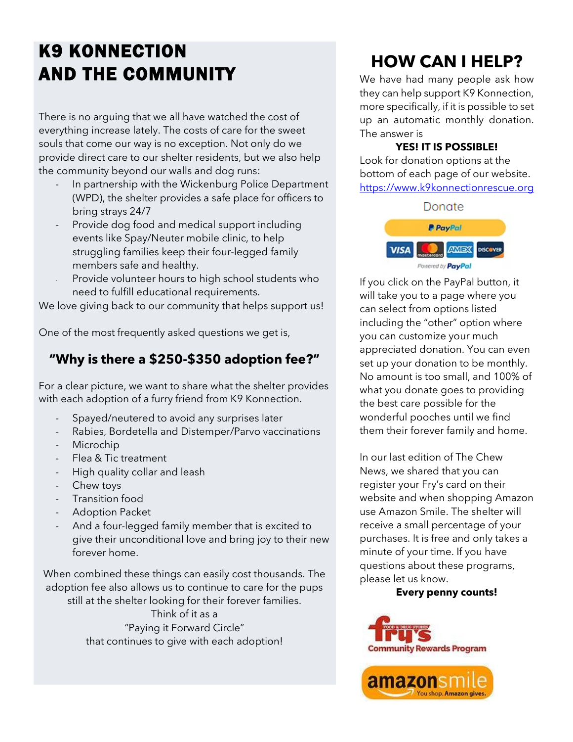# K9 KONNECTION AND THE COMMUNITY

There is no arguing that we all have watched the cost of everything increase lately. The costs of care for the sweet souls that come our way is no exception. Not only do we provide direct care to our shelter residents, but we also help the community beyond our walls and dog runs:

- In partnership with the Wickenburg Police Department (WPD), the shelter provides a safe place for officers to bring strays 24/7
- Provide dog food and medical support including events like Spay/Neuter mobile clinic, to help struggling families keep their four-legged family members safe and healthy.
- Provide volunteer hours to high school students who need to fulfill educational requirements.

We love giving back to our community that helps support us!

One of the most frequently asked questions we get is,

## "Why is there a $250-$350 adoption fee?"

For a clear picture, we want to share what the shelter provides with each adoption of a furry friend from K9 Konnection.

- Spayed/neutered to avoid any surprises later
- Rabies, Bordetella and Distemper/Parvo vaccinations
- Microchip
- Flea & Tic treatment
- High quality collar and leash
- Chew toys
- Transition food
- Adoption Packet
- And a four-legged family member that is excited to give their unconditional love and bring joy to their new forever home.

When combined these things can easily cost thousands. The adoption fee also allows us to continue to care for the pups still at the shelter looking for their forever families.
Think of it as a
"Paying it Forward Circle"
that continues to give with each adoption!

# HOW CAN I HELP?

We have had many people ask how they can help support K9 Konnection, more specifically, if it is possible to set up an automatic monthly donation. The answer is

**YES! IT IS POSSIBLE!**

Look for donation options at the bottom of each page of our website.
https://www.k9konnectionrescue.org

Donate

PayPal

VISA Mastercard AMEX DISCOVER

Powered by PayPal

If you click on the PayPal button, it will take you to a page where you can select from options listed including the "other" option where you can customize your much appreciated donation. You can even set up your donation to be monthly. No amount is too small, and 100% of what you donate goes to providing the best care possible for the wonderful pooches until we find them their forever family and home.

In our last edition of The Chew News, we shared that you can register your Fry's card on their website and when shopping Amazon use Amazon Smile. The shelter will receive a small percentage of your purchases. It is free and only takes a minute of your time. If you have questions about these programs, please let us know.

**Every penny counts!**

Fry's Food & Drug Stores Community Rewards Program

amazonsmile You shop. Amazon gives.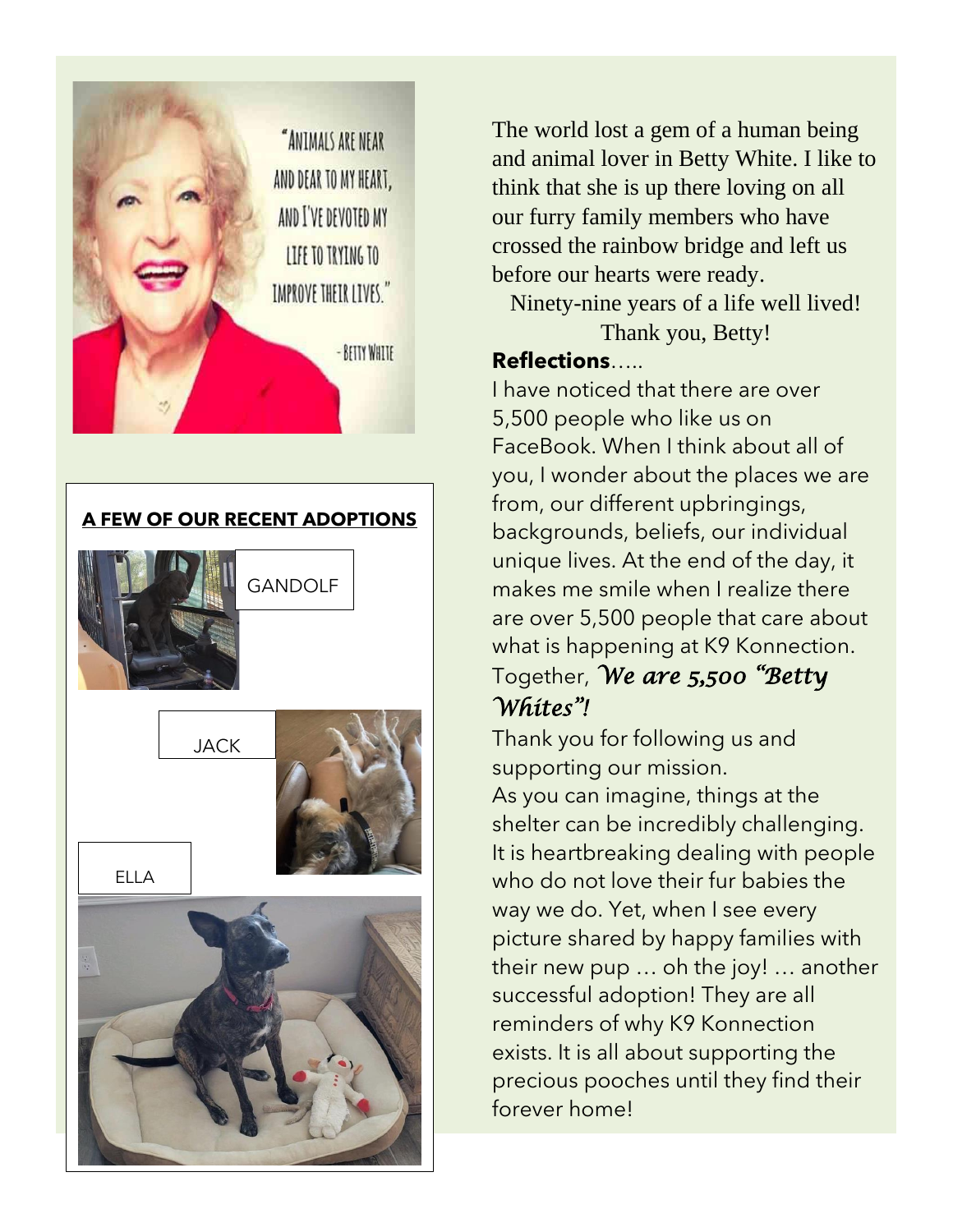"ANIMALS ARE NEAR AND DEAR TO MY HEART, AND I'VE DEVOTED MY LIFE TO TRYING TO IMPROVE THEIR LIVES."

- BETTY WHITE

**A FEW OF OUR RECENT ADOPTIONS**

GANDOLF

JACK

ELLA

The world lost a gem of a human being and animal lover in Betty White. I like to think that she is up there loving on all our furry family members who have crossed the rainbow bridge and left us before our hearts were ready.

Ninety-nine years of a life well lived!

Thank you, Betty!

**Reflections**…..

I have noticed that there are over 5,500 people who like us on FaceBook. When I think about all of you, I wonder about the places we are from, our different upbringings, backgrounds, beliefs, our individual unique lives. At the end of the day, it makes me smile when I realize there are over 5,500 people that care about what is happening at K9 Konnection. Together, ***We are 5,500 "Betty Whites"!***

Thank you for following us and supporting our mission.

As you can imagine, things at the shelter can be incredibly challenging. It is heartbreaking dealing with people who do not love their fur babies the way we do. Yet, when I see every picture shared by happy families with their new pup … oh the joy! … another successful adoption! They are all reminders of why K9 Konnection exists. It is all about supporting the precious pooches until they find their forever home!